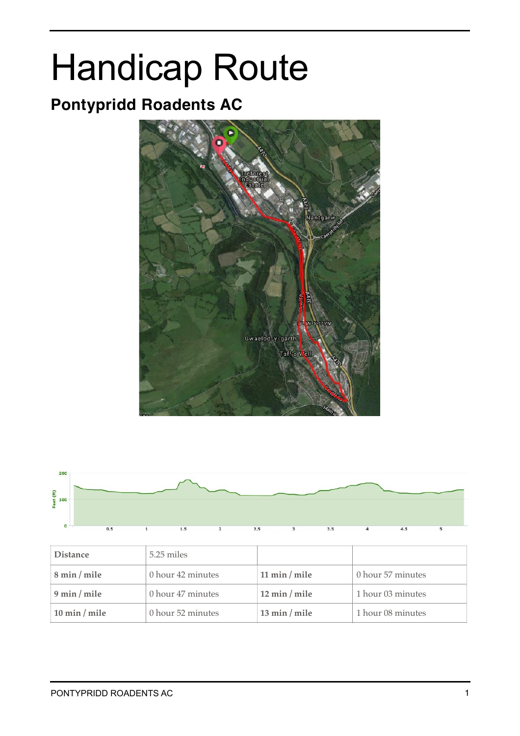# Handicap Route

## Pontypridd Roadents AC

| Distance | 5.25 miles | | |
|---|---|---|---|
| 8 min / mile | 0 hour 42 minutes | 11 min / mile | 0 hour 57 minutes |
| 9 min / mile | 0 hour 47 minutes | 12 min / mile | 1 hour 03 minutes |
| 10 min / mile | 0 hour 52 minutes | 13 min / mile | 1 hour 08 minutes |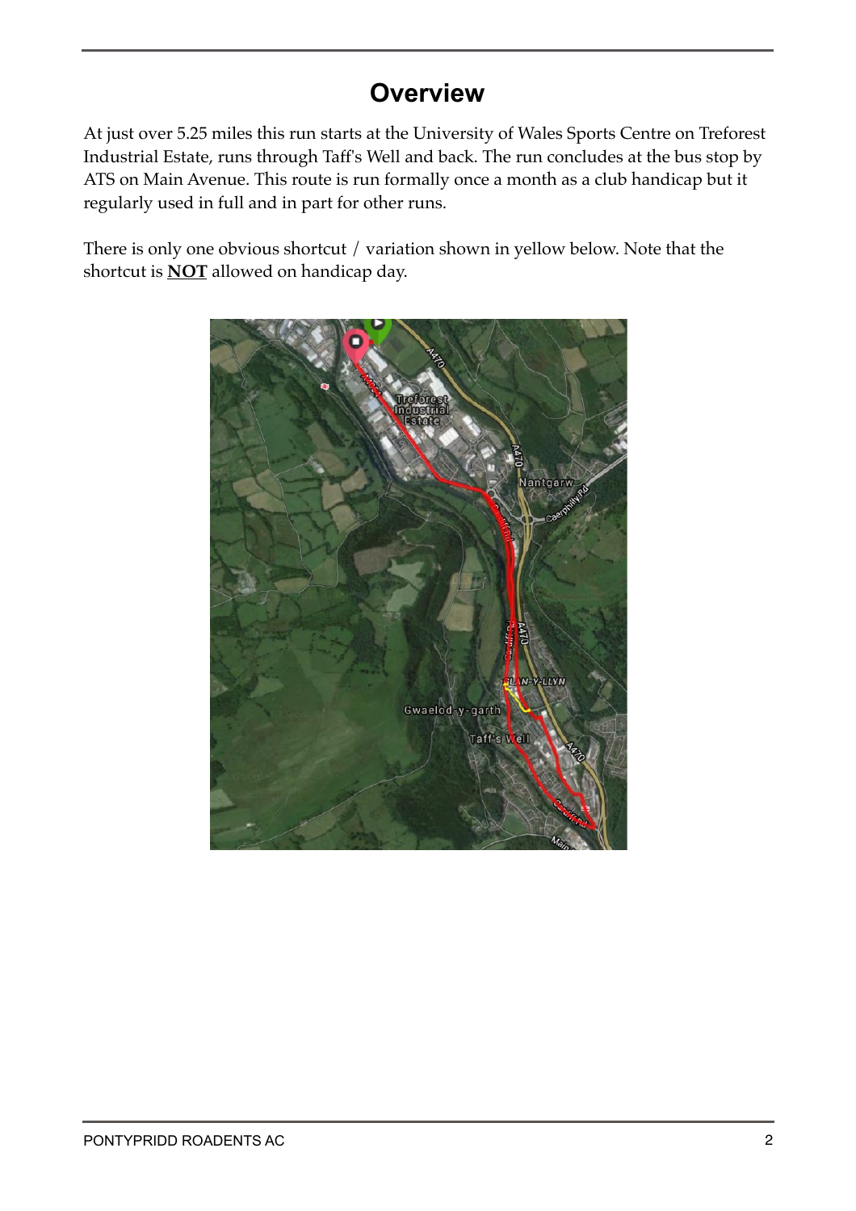# Overview

At just over 5.25 miles this run starts at the University of Wales Sports Centre on Treforest Industrial Estate, runs through Taff's Well and back. The run concludes at the bus stop by ATS on Main Avenue. This route is run formally once a month as a club handicap but it regularly used in full and in part for other runs.

There is only one obvious shortcut / variation shown in yellow below. Note that the shortcut is **NOT** allowed on handicap day.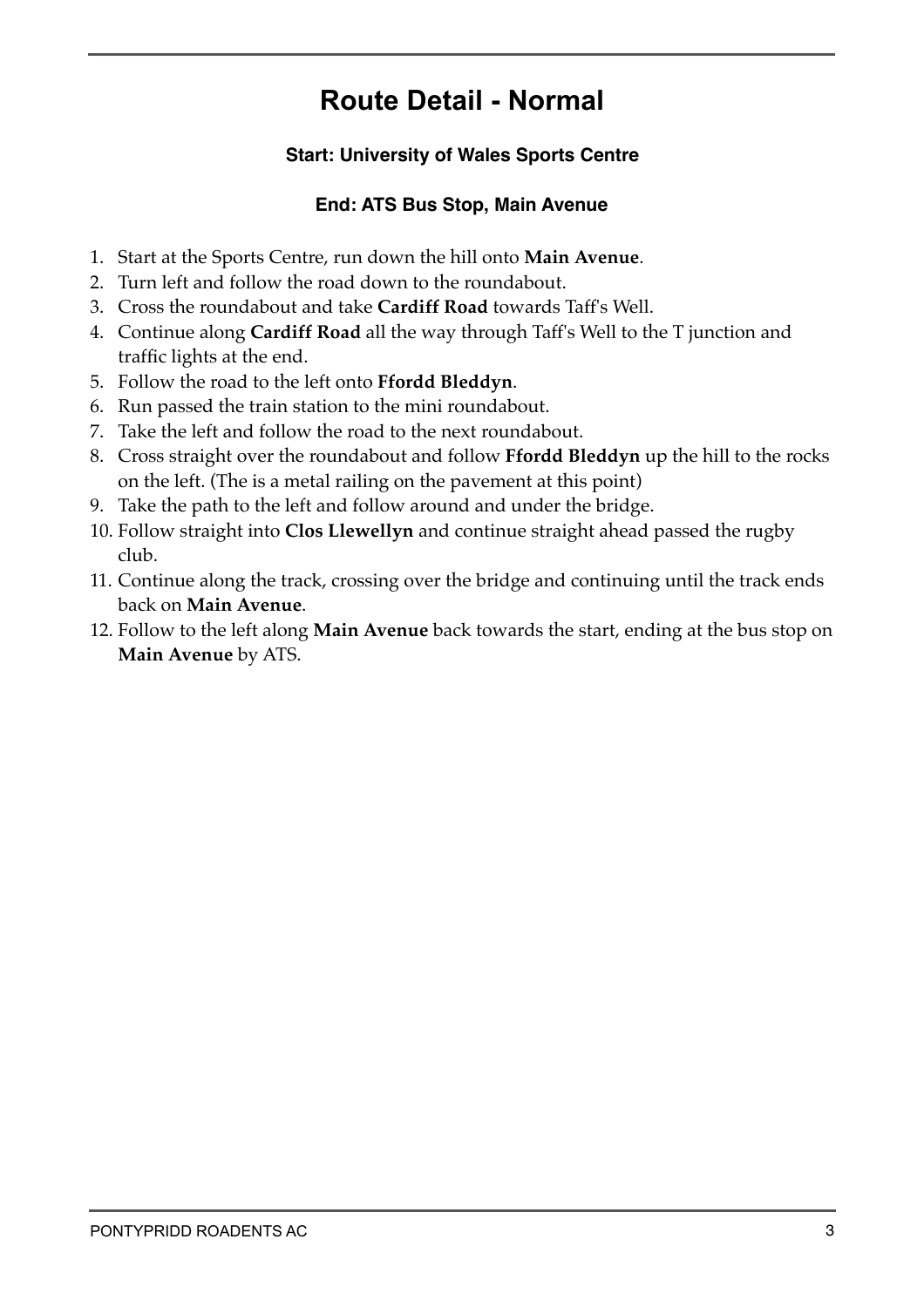# Route Detail - Normal

**Start: University of Wales Sports Centre**

**End: ATS Bus Stop, Main Avenue**

1. Start at the Sports Centre, run down the hill onto **Main Avenue**.
2. Turn left and follow the road down to the roundabout.
3. Cross the roundabout and take **Cardiff Road** towards Taff's Well.
4. Continue along **Cardiff Road** all the way through Taff's Well to the T junction and traffic lights at the end.
5. Follow the road to the left onto **Ffordd Bleddyn**.
6. Run passed the train station to the mini roundabout.
7. Take the left and follow the road to the next roundabout.
8. Cross straight over the roundabout and follow **Ffordd Bleddyn** up the hill to the rocks on the left. (The is a metal railing on the pavement at this point)
9. Take the path to the left and follow around and under the bridge.
10. Follow straight into **Clos Llewellyn** and continue straight ahead passed the rugby club.
11. Continue along the track, crossing over the bridge and continuing until the track ends back on **Main Avenue**.
12. Follow to the left along **Main Avenue** back towards the start, ending at the bus stop on **Main Avenue** by ATS.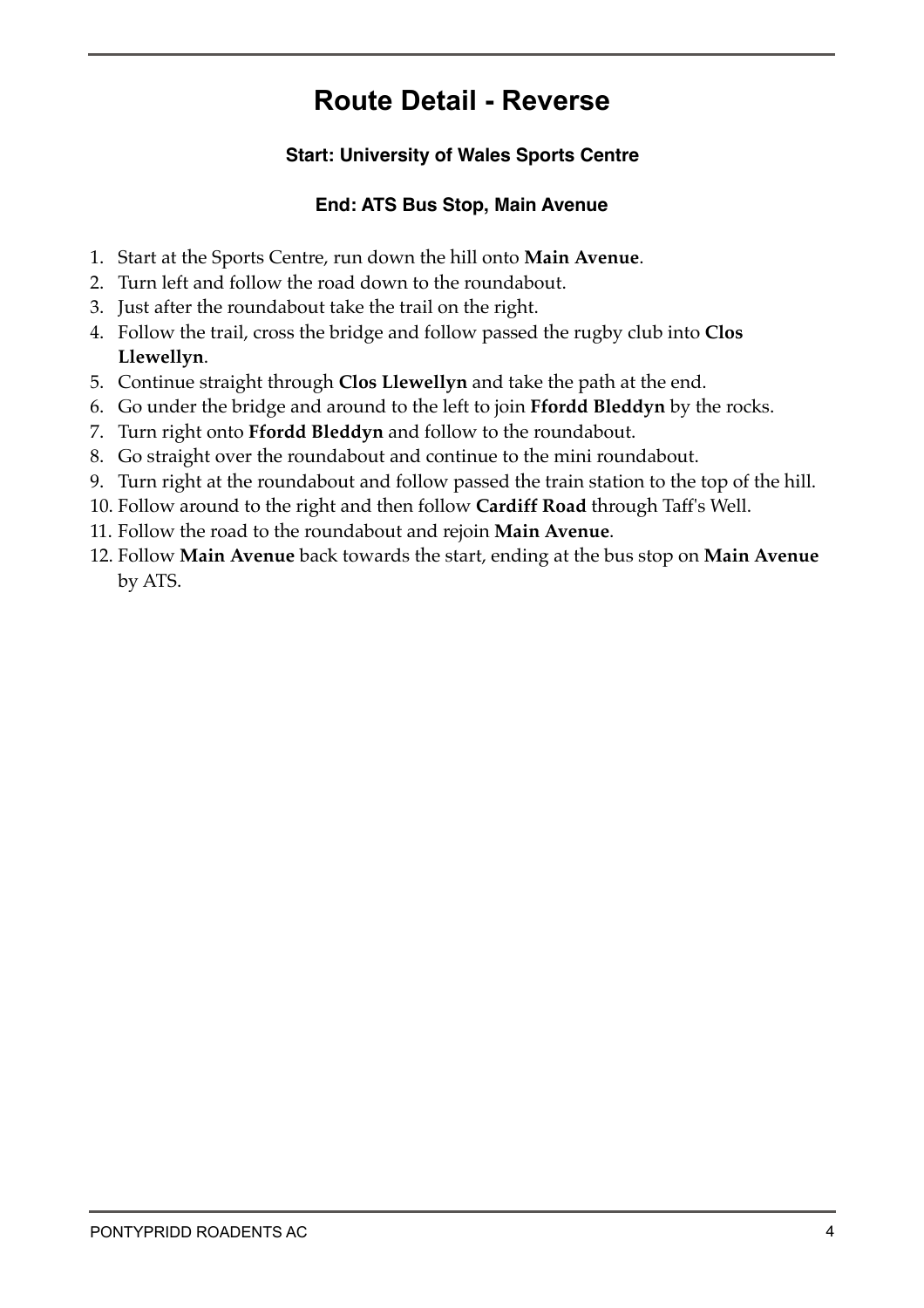# Route Detail - Reverse

### Start: University of Wales Sports Centre

### End: ATS Bus Stop, Main Avenue

1. Start at the Sports Centre, run down the hill onto **Main Avenue**.
2. Turn left and follow the road down to the roundabout.
3. Just after the roundabout take the trail on the right.
4. Follow the trail, cross the bridge and follow passed the rugby club into **Clos Llewellyn**.
5. Continue straight through **Clos Llewellyn** and take the path at the end.
6. Go under the bridge and around to the left to join **Ffordd Bleddyn** by the rocks.
7. Turn right onto **Ffordd Bleddyn** and follow to the roundabout.
8. Go straight over the roundabout and continue to the mini roundabout.
9. Turn right at the roundabout and follow passed the train station to the top of the hill.
10. Follow around to the right and then follow **Cardiff Road** through Taff's Well.
11. Follow the road to the roundabout and rejoin **Main Avenue**.
12. Follow **Main Avenue** back towards the start, ending at the bus stop on **Main Avenue** by ATS.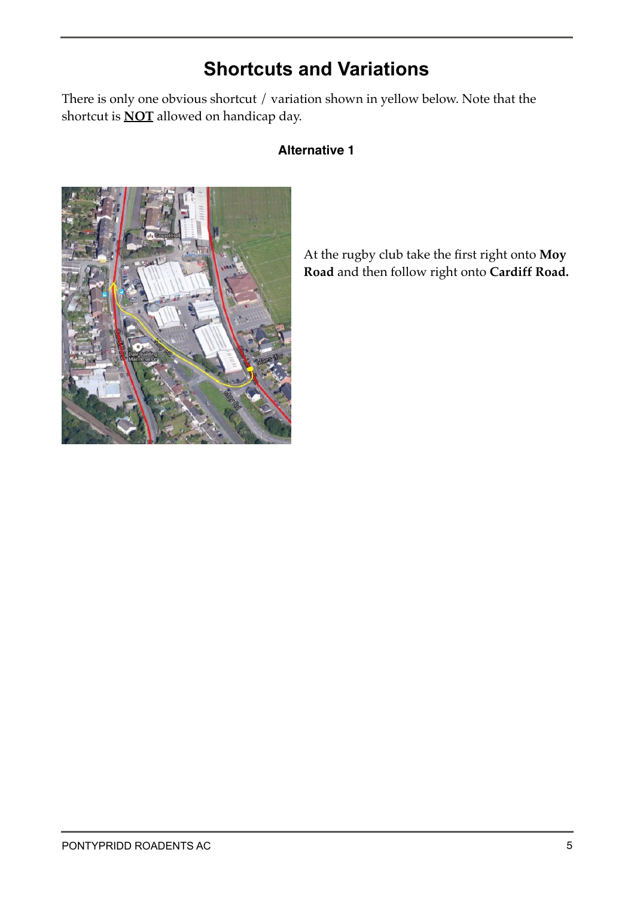# Shortcuts and Variations

There is only one obvious shortcut / variation shown in yellow below. Note that the shortcut is **NOT** allowed on handicap day.

### Alternative 1

At the rugby club take the first right onto **Moy Road** and then follow right onto **Cardiff Road.**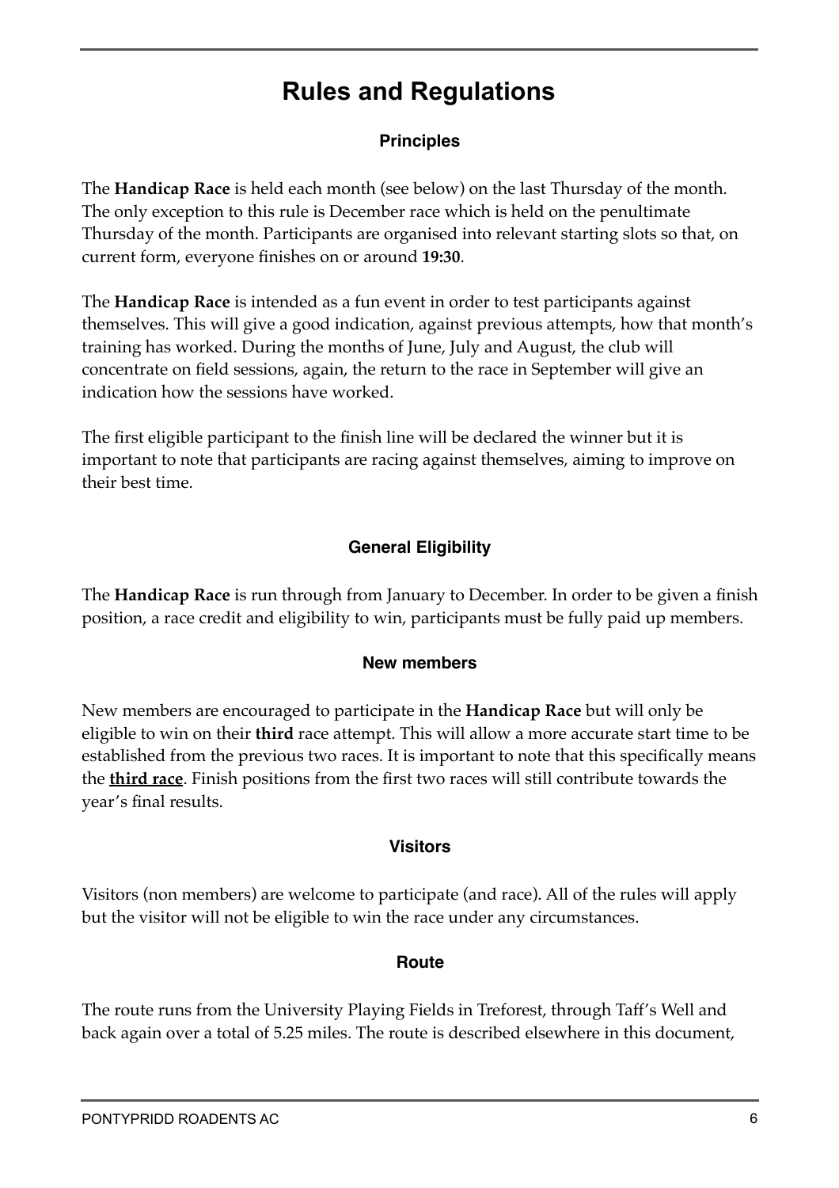# Rules and Regulations

## Principles

The **Handicap Race** is held each month (see below) on the last Thursday of the month. The only exception to this rule is December race which is held on the penultimate Thursday of the month. Participants are organised into relevant starting slots so that, on current form, everyone finishes on or around **19:30**.

The **Handicap Race** is intended as a fun event in order to test participants against themselves. This will give a good indication, against previous attempts, how that month's training has worked. During the months of June, July and August, the club will concentrate on field sessions, again, the return to the race in September will give an indication how the sessions have worked.

The first eligible participant to the finish line will be declared the winner but it is important to note that participants are racing against themselves, aiming to improve on their best time.

## General Eligibility

The **Handicap Race** is run through from January to December. In order to be given a finish position, a race credit and eligibility to win, participants must be fully paid up members.

### New members

New members are encouraged to participate in the **Handicap Race** but will only be eligible to win on their **third** race attempt. This will allow a more accurate start time to be established from the previous two races. It is important to note that this specifically means the <u>**third race**</u>. Finish positions from the first two races will still contribute towards the year's final results.

### Visitors

Visitors (non members) are welcome to participate (and race). All of the rules will apply but the visitor will not be eligible to win the race under any circumstances.

### Route

The route runs from the University Playing Fields in Treforest, through Taff's Well and back again over a total of 5.25 miles. The route is described elsewhere in this document,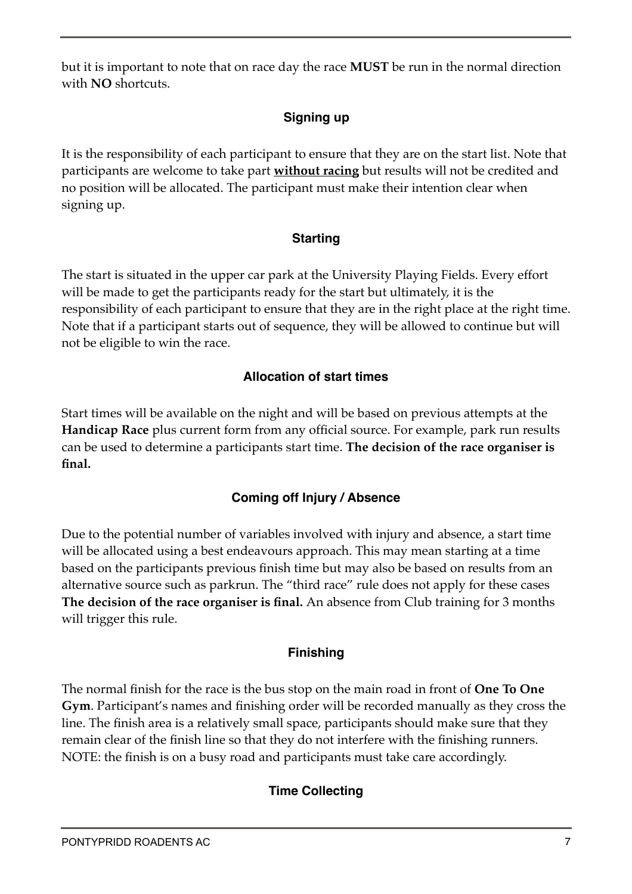but it is important to note that on race day the race **MUST** be run in the normal direction with **NO** shortcuts.

### Signing up

It is the responsibility of each participant to ensure that they are on the start list. Note that participants are welcome to take part **without racing** but results will not be credited and no position will be allocated. The participant must make their intention clear when signing up.

### Starting

The start is situated in the upper car park at the University Playing Fields. Every effort will be made to get the participants ready for the start but ultimately, it is the responsibility of each participant to ensure that they are in the right place at the right time. Note that if a participant starts out of sequence, they will be allowed to continue but will not be eligible to win the race.

### Allocation of start times

Start times will be available on the night and will be based on previous attempts at the **Handicap Race** plus current form from any official source. For example, park run results can be used to determine a participants start time. **The decision of the race organiser is final.**

### Coming off Injury / Absence

Due to the potential number of variables involved with injury and absence, a start time will be allocated using a best endeavours approach. This may mean starting at a time based on the participants previous finish time but may also be based on results from an alternative source such as parkrun. The "third race" rule does not apply for these cases **The decision of the race organiser is final.** An absence from Club training for 3 months will trigger this rule.

### Finishing

The normal finish for the race is the bus stop on the main road in front of **One To One Gym**. Participant's names and finishing order will be recorded manually as they cross the line. The finish area is a relatively small space, participants should make sure that they remain clear of the finish line so that they do not interfere with the finishing runners. NOTE: the finish is on a busy road and participants must take care accordingly.

### Time Collecting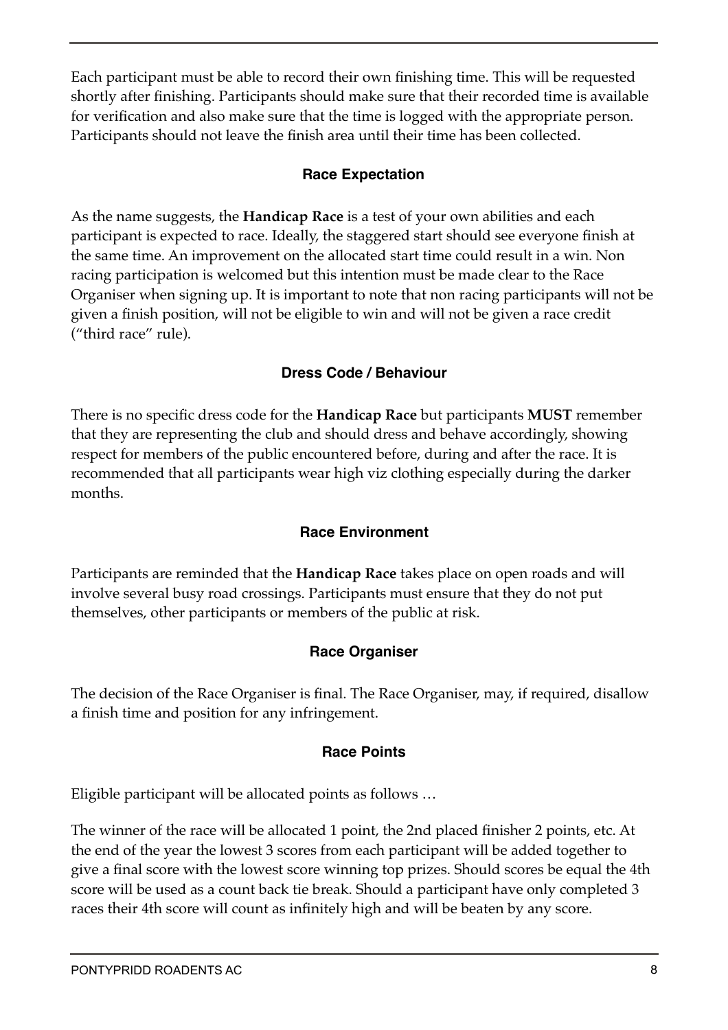Each participant must be able to record their own finishing time. This will be requested shortly after finishing. Participants should make sure that their recorded time is available for verification and also make sure that the time is logged with the appropriate person. Participants should not leave the finish area until their time has been collected.

### Race Expectation

As the name suggests, the **Handicap Race** is a test of your own abilities and each participant is expected to race. Ideally, the staggered start should see everyone finish at the same time. An improvement on the allocated start time could result in a win. Non racing participation is welcomed but this intention must be made clear to the Race Organiser when signing up. It is important to note that non racing participants will not be given a finish position, will not be eligible to win and will not be given a race credit ("third race" rule).

### Dress Code / Behaviour

There is no specific dress code for the **Handicap Race** but participants **MUST** remember that they are representing the club and should dress and behave accordingly, showing respect for members of the public encountered before, during and after the race. It is recommended that all participants wear high viz clothing especially during the darker months.

### Race Environment

Participants are reminded that the **Handicap Race** takes place on open roads and will involve several busy road crossings. Participants must ensure that they do not put themselves, other participants or members of the public at risk.

### Race Organiser

The decision of the Race Organiser is final. The Race Organiser, may, if required, disallow a finish time and position for any infringement.

### Race Points

Eligible participant will be allocated points as follows …

The winner of the race will be allocated 1 point, the 2nd placed finisher 2 points, etc. At the end of the year the lowest 3 scores from each participant will be added together to give a final score with the lowest score winning top prizes. Should scores be equal the 4th score will be used as a count back tie break. Should a participant have only completed 3 races their 4th score will count as infinitely high and will be beaten by any score.